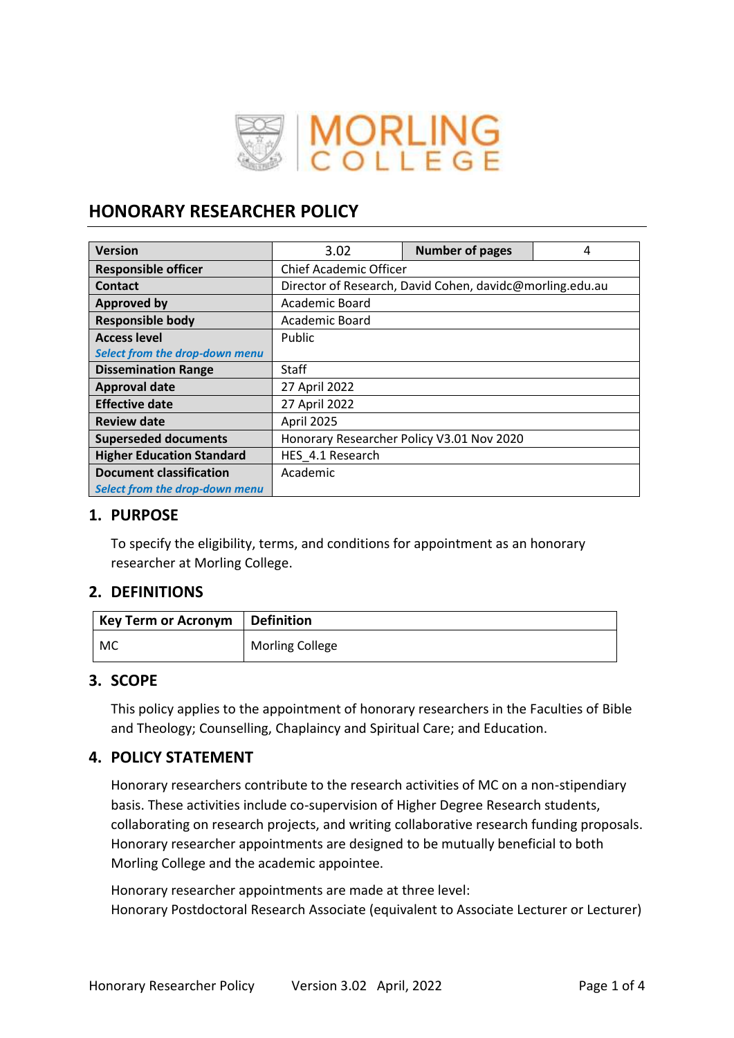# HONORARY RESEARCHER POLICY

| Version | 3.02 | Number of pages | 4 |
|---|---|---|---|
| Responsible officer | Chief Academic Officer | | |
| Contact | Director of Research, David Cohen, davidc@morling.edu.au | | |
| Approved by | Academic Board | | |
| Responsible body | Academic Board | | |
| Access level *Select from the drop-down menu* | Public | | |
| Dissemination Range | Staff | | |
| Approval date | 27 April 2022 | | |
| Effective date | 27 April 2022 | | |
| Review date | April 2025 | | |
| Superseded documents | Honorary Researcher Policy V3.01 Nov 2020 | | |
| Higher Education Standard | HES_4.1 Research | | |
| Document classification *Select from the drop-down menu* | Academic | | |

## 1. PURPOSE

To specify the eligibility, terms, and conditions for appointment as an honorary researcher at Morling College.

## 2. DEFINITIONS

| Key Term or Acronym | Definition |
|---|---|
| MC | Morling College |

## 3. SCOPE

This policy applies to the appointment of honorary researchers in the Faculties of Bible and Theology; Counselling, Chaplaincy and Spiritual Care; and Education.

## 4. POLICY STATEMENT

Honorary researchers contribute to the research activities of MC on a non-stipendiary basis. These activities include co-supervision of Higher Degree Research students, collaborating on research projects, and writing collaborative research funding proposals. Honorary researcher appointments are designed to be mutually beneficial to both Morling College and the academic appointee.

Honorary researcher appointments are made at three level:
Honorary Postdoctoral Research Associate (equivalent to Associate Lecturer or Lecturer)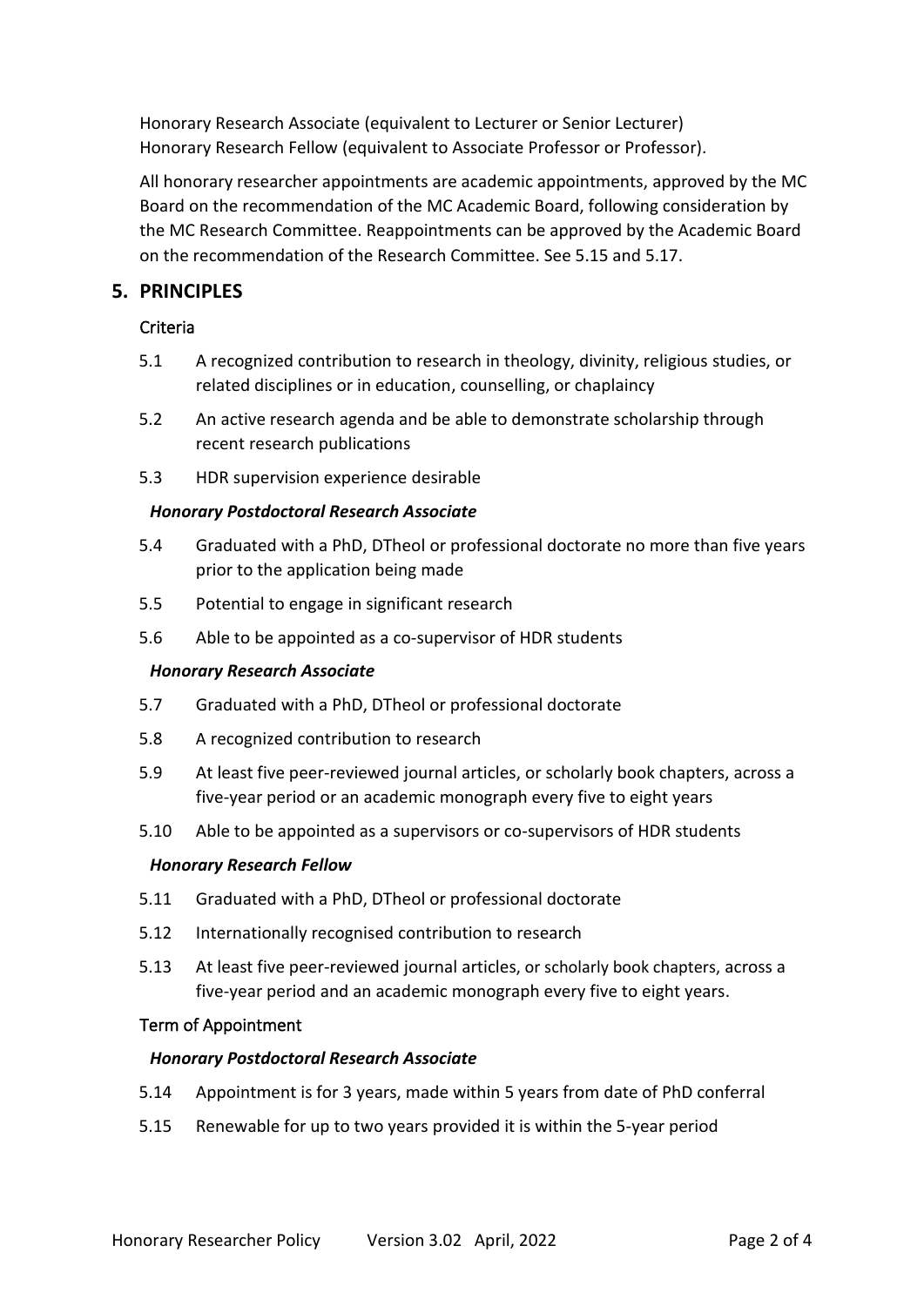Honorary Research Associate (equivalent to Lecturer or Senior Lecturer)
Honorary Research Fellow (equivalent to Associate Professor or Professor).

All honorary researcher appointments are academic appointments, approved by the MC Board on the recommendation of the MC Academic Board, following consideration by the MC Research Committee. Reappointments can be approved by the Academic Board on the recommendation of the Research Committee. See 5.15 and 5.17.

## 5. PRINCIPLES

### Criteria

5.1 A recognized contribution to research in theology, divinity, religious studies, or related disciplines or in education, counselling, or chaplaincy

5.2 An active research agenda and be able to demonstrate scholarship through recent research publications

5.3 HDR supervision experience desirable

#### *Honorary Postdoctoral Research Associate*

5.4 Graduated with a PhD, DTheol or professional doctorate no more than five years prior to the application being made

5.5 Potential to engage in significant research

5.6 Able to be appointed as a co-supervisor of HDR students

#### *Honorary Research Associate*

5.7 Graduated with a PhD, DTheol or professional doctorate

5.8 A recognized contribution to research

5.9 At least five peer-reviewed journal articles, or scholarly book chapters, across a five-year period or an academic monograph every five to eight years

5.10 Able to be appointed as a supervisors or co-supervisors of HDR students

#### *Honorary Research Fellow*

5.11 Graduated with a PhD, DTheol or professional doctorate

5.12 Internationally recognised contribution to research

5.13 At least five peer-reviewed journal articles, or scholarly book chapters, across a five-year period and an academic monograph every five to eight years.

### Term of Appointment

#### *Honorary Postdoctoral Research Associate*

5.14 Appointment is for 3 years, made within 5 years from date of PhD conferral

5.15 Renewable for up to two years provided it is within the 5-year period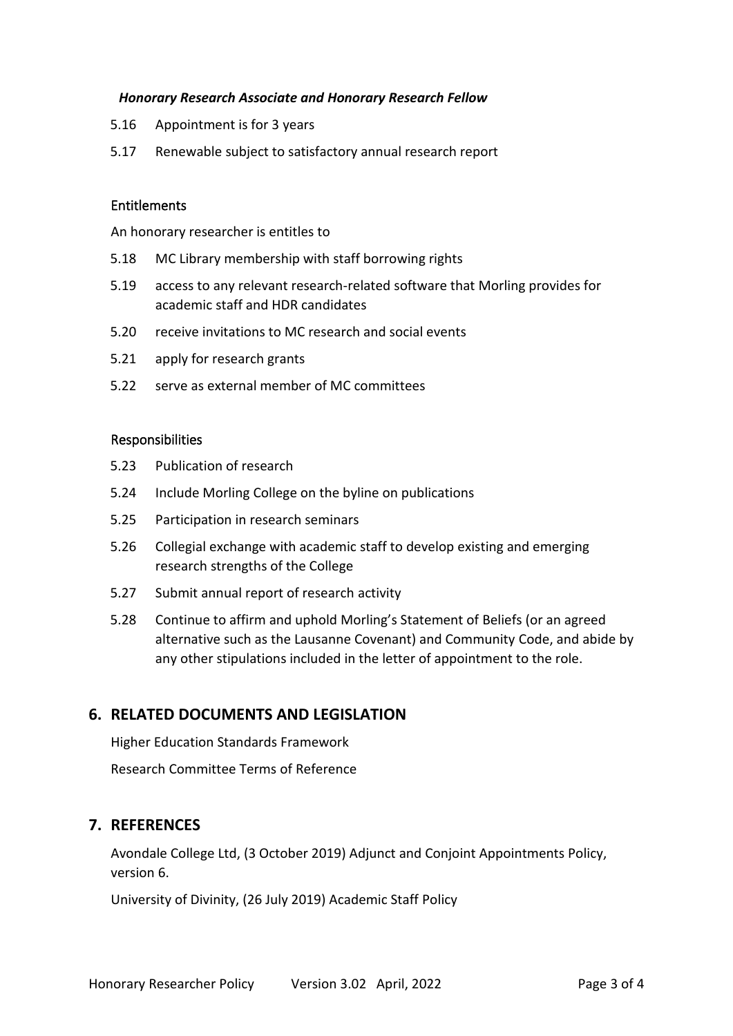***Honorary Research Associate and Honorary Research Fellow***

5.16 Appointment is for 3 years

5.17 Renewable subject to satisfactory annual research report

#### Entitlements

An honorary researcher is entitles to

5.18 MC Library membership with staff borrowing rights

5.19 access to any relevant research-related software that Morling provides for academic staff and HDR candidates

5.20 receive invitations to MC research and social events

5.21 apply for research grants

5.22 serve as external member of MC committees

#### Responsibilities

5.23 Publication of research

5.24 Include Morling College on the byline on publications

5.25 Participation in research seminars

5.26 Collegial exchange with academic staff to develop existing and emerging research strengths of the College

5.27 Submit annual report of research activity

5.28 Continue to affirm and uphold Morling's Statement of Beliefs (or an agreed alternative such as the Lausanne Covenant) and Community Code, and abide by any other stipulations included in the letter of appointment to the role.

## 6. RELATED DOCUMENTS AND LEGISLATION

Higher Education Standards Framework

Research Committee Terms of Reference

## 7. REFERENCES

Avondale College Ltd, (3 October 2019) Adjunct and Conjoint Appointments Policy, version 6.

University of Divinity, (26 July 2019) Academic Staff Policy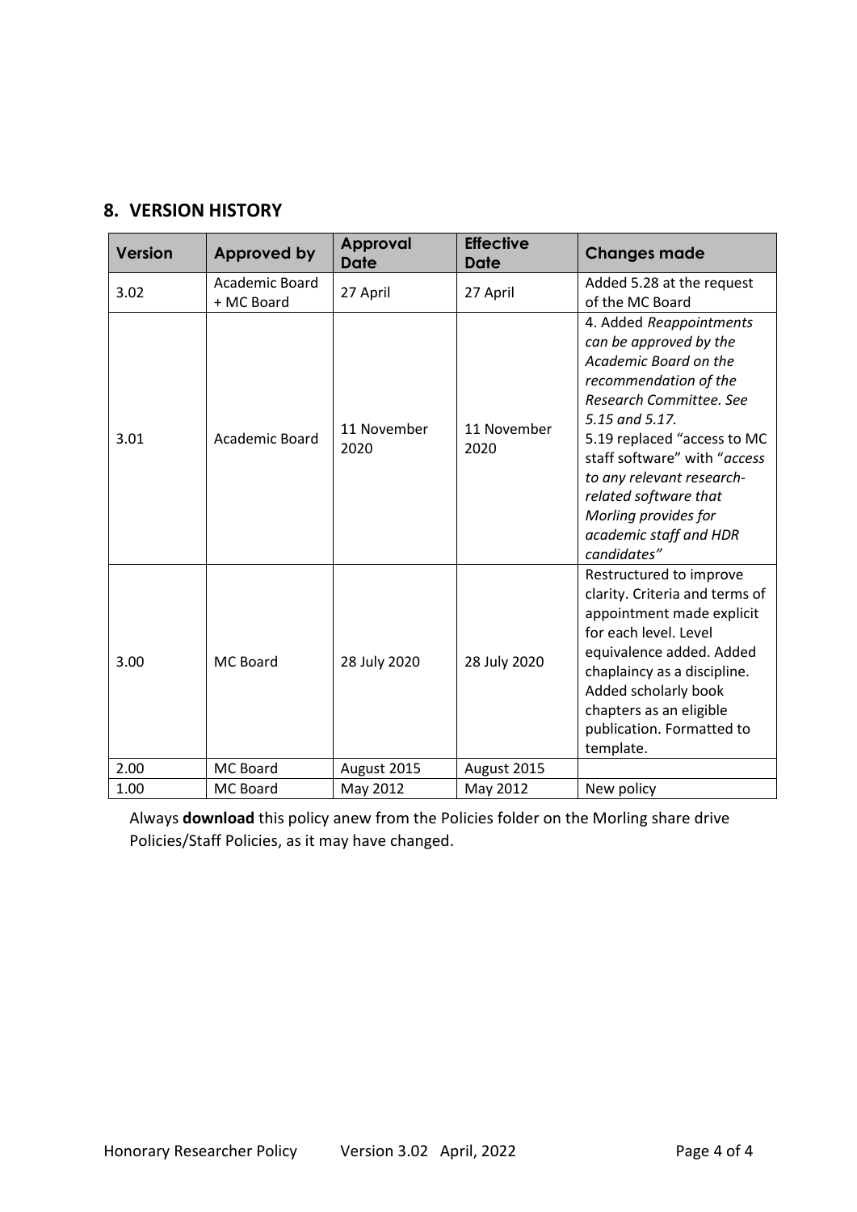## 8. VERSION HISTORY

| Version | Approved by | Approval Date | Effective Date | Changes made |
|---|---|---|---|---|
| 3.02 | Academic Board + MC Board | 27 April | 27 April | Added 5.28 at the request of the MC Board |
| 3.01 | Academic Board | 11 November 2020 | 11 November 2020 | 4. Added *Reappointments can be approved by the Academic Board on the recommendation of the Research Committee. See 5.15 and 5.17.* 5.19 replaced "access to MC staff software" with "*access to any relevant research-related software that Morling provides for academic staff and HDR candidates"* |
| 3.00 | MC Board | 28 July 2020 | 28 July 2020 | Restructured to improve clarity. Criteria and terms of appointment made explicit for each level. Level equivalence added. Added chaplaincy as a discipline. Added scholarly book chapters as an eligible publication. Formatted to template. |
| 2.00 | MC Board | August 2015 | August 2015 | |
| 1.00 | MC Board | May 2012 | May 2012 | New policy |

Always **download** this policy anew from the Policies folder on the Morling share drive Policies/Staff Policies, as it may have changed.